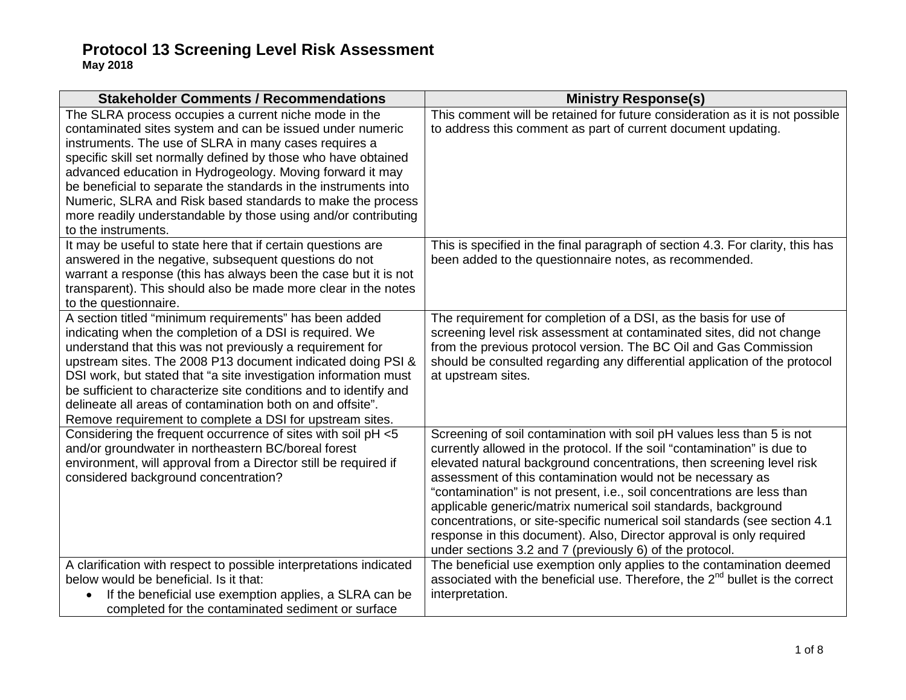# Protocol 13 Screening Level Risk Assessment

**May 2018**

| Stakeholder Comments / Recommendations | Ministry Response(s) |
|---|---|
| The SLRA process occupies a current niche mode in the contaminated sites system and can be issued under numeric instruments. The use of SLRA in many cases requires a specific skill set normally defined by those who have obtained advanced education in Hydrogeology. Moving forward it may be beneficial to separate the standards in the instruments into Numeric, SLRA and Risk based standards to make the process more readily understandable by those using and/or contributing to the instruments. | This comment will be retained for future consideration as it is not possible to address this comment as part of current document updating. |
| It may be useful to state here that if certain questions are answered in the negative, subsequent questions do not warrant a response (this has always been the case but it is not transparent). This should also be made more clear in the notes to the questionnaire. | This is specified in the final paragraph of section 4.3. For clarity, this has been added to the questionnaire notes, as recommended. |
| A section titled "minimum requirements" has been added indicating when the completion of a DSI is required. We understand that this was not previously a requirement for upstream sites. The 2008 P13 document indicated doing PSI & DSI work, but stated that "a site investigation information must be sufficient to characterize site conditions and to identify and delineate all areas of contamination both on and offsite". Remove requirement to complete a DSI for upstream sites. | The requirement for completion of a DSI, as the basis for use of screening level risk assessment at contaminated sites, did not change from the previous protocol version. The BC Oil and Gas Commission should be consulted regarding any differential application of the protocol at upstream sites. |
| Considering the frequent occurrence of sites with soil pH <5 and/or groundwater in northeastern BC/boreal forest environment, will approval from a Director still be required if considered background concentration? | Screening of soil contamination with soil pH values less than 5 is not currently allowed in the protocol. If the soil "contamination" is due to elevated natural background concentrations, then screening level risk assessment of this contamination would not be necessary as "contamination" is not present, i.e., soil concentrations are less than applicable generic/matrix numerical soil standards, background concentrations, or site-specific numerical soil standards (see section 4.1 response in this document). Also, Director approval is only required under sections 3.2 and 7 (previously 6) of the protocol. |
| A clarification with respect to possible interpretations indicated below would be beneficial. Is it that:<br>• If the beneficial use exemption applies, a SLRA can be completed for the contaminated sediment or surface | The beneficial use exemption only applies to the contamination deemed associated with the beneficial use. Therefore, the 2nd bullet is the correct interpretation. |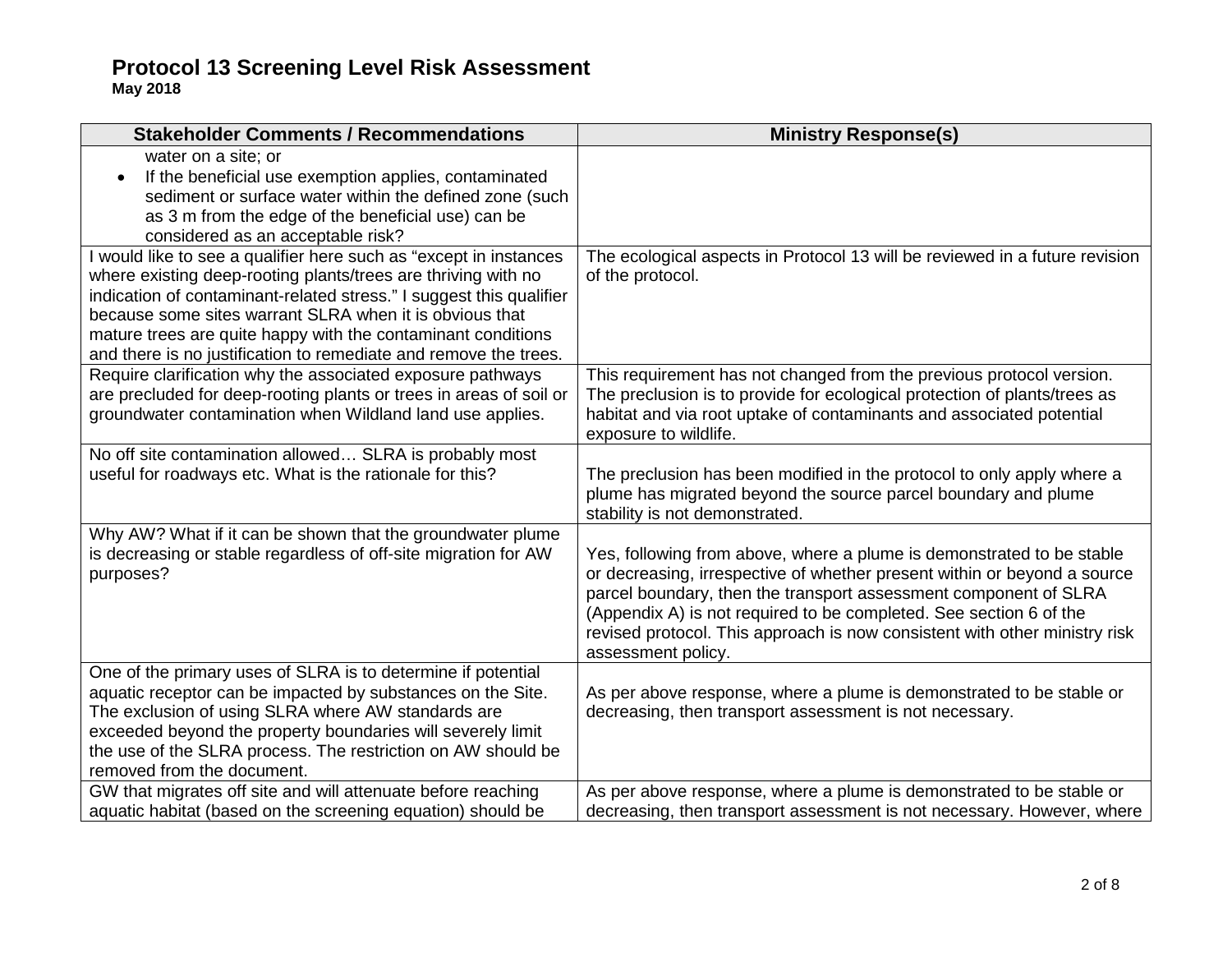# Protocol 13 Screening Level Risk Assessment

**May 2018**

| Stakeholder Comments / Recommendations | Ministry Response(s) |
|---|---|
| water on a site; or<br>• If the beneficial use exemption applies, contaminated sediment or surface water within the defined zone (such as 3 m from the edge of the beneficial use) can be considered as an acceptable risk? | |
| I would like to see a qualifier here such as "except in instances where existing deep-rooting plants/trees are thriving with no indication of contaminant-related stress." I suggest this qualifier because some sites warrant SLRA when it is obvious that mature trees are quite happy with the contaminant conditions and there is no justification to remediate and remove the trees. | The ecological aspects in Protocol 13 will be reviewed in a future revision of the protocol. |
| Require clarification why the associated exposure pathways are precluded for deep-rooting plants or trees in areas of soil or groundwater contamination when Wildland land use applies. | This requirement has not changed from the previous protocol version. The preclusion is to provide for ecological protection of plants/trees as habitat and via root uptake of contaminants and associated potential exposure to wildlife. |
| No off site contamination allowed… SLRA is probably most useful for roadways etc. What is the rationale for this? | The preclusion has been modified in the protocol to only apply where a plume has migrated beyond the source parcel boundary and plume stability is not demonstrated. |
| Why AW? What if it can be shown that the groundwater plume is decreasing or stable regardless of off-site migration for AW purposes? | Yes, following from above, where a plume is demonstrated to be stable or decreasing, irrespective of whether present within or beyond a source parcel boundary, then the transport assessment component of SLRA (Appendix A) is not required to be completed. See section 6 of the revised protocol. This approach is now consistent with other ministry risk assessment policy. |
| One of the primary uses of SLRA is to determine if potential aquatic receptor can be impacted by substances on the Site. The exclusion of using SLRA where AW standards are exceeded beyond the property boundaries will severely limit the use of the SLRA process. The restriction on AW should be removed from the document. | As per above response, where a plume is demonstrated to be stable or decreasing, then transport assessment is not necessary. |
| GW that migrates off site and will attenuate before reaching aquatic habitat (based on the screening equation) should be | As per above response, where a plume is demonstrated to be stable or decreasing, then transport assessment is not necessary. However, where |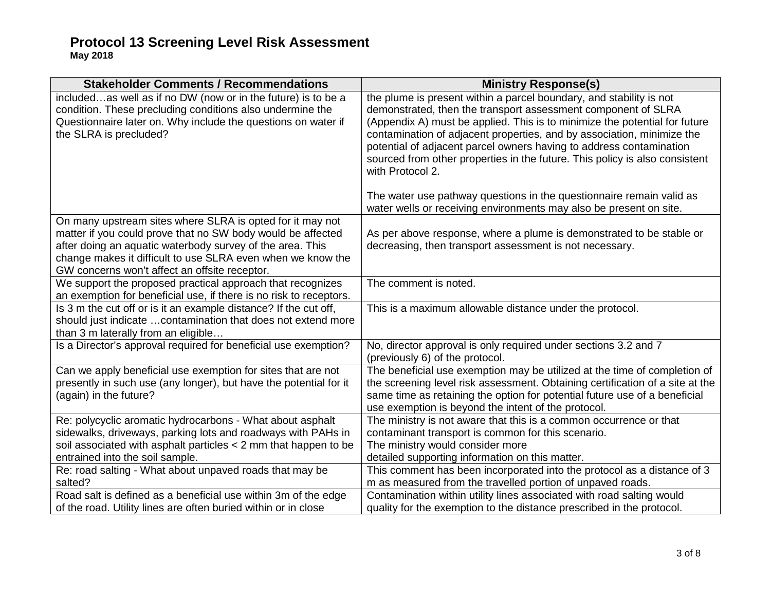# Protocol 13 Screening Level Risk Assessment
**May 2018**

| Stakeholder Comments / Recommendations | Ministry Response(s) |
|---|---|
| included…as well as if no DW (now or in the future) is to be a condition. These precluding conditions also undermine the Questionnaire later on. Why include the questions on water if the SLRA is precluded? | the plume is present within a parcel boundary, and stability is not demonstrated, then the transport assessment component of SLRA (Appendix A) must be applied. This is to minimize the potential for future contamination of adjacent properties, and by association, minimize the potential of adjacent parcel owners having to address contamination sourced from other properties in the future. This policy is also consistent with Protocol 2.<br><br>The water use pathway questions in the questionnaire remain valid as water wells or receiving environments may also be present on site. |
| On many upstream sites where SLRA is opted for it may not matter if you could prove that no SW body would be affected after doing an aquatic waterbody survey of the area. This change makes it difficult to use SLRA even when we know the GW concerns won't affect an offsite receptor. | As per above response, where a plume is demonstrated to be stable or decreasing, then transport assessment is not necessary. |
| We support the proposed practical approach that recognizes an exemption for beneficial use, if there is no risk to receptors. | The comment is noted. |
| Is 3 m the cut off or is it an example distance? If the cut off, should just indicate …contamination that does not extend more than 3 m laterally from an eligible… | This is a maximum allowable distance under the protocol. |
| Is a Director's approval required for beneficial use exemption? | No, director approval is only required under sections 3.2 and 7 (previously 6) of the protocol. |
| Can we apply beneficial use exemption for sites that are not presently in such use (any longer), but have the potential for it (again) in the future? | The beneficial use exemption may be utilized at the time of completion of the screening level risk assessment. Obtaining certification of a site at the same time as retaining the option for potential future use of a beneficial use exemption is beyond the intent of the protocol. |
| Re: polycyclic aromatic hydrocarbons - What about asphalt sidewalks, driveways, parking lots and roadways with PAHs in soil associated with asphalt particles < 2 mm that happen to be entrained into the soil sample. | The ministry is not aware that this is a common occurrence or that contaminant transport is common for this scenario.<br>The ministry would consider more<br>detailed supporting information on this matter. |
| Re: road salting - What about unpaved roads that may be salted? | This comment has been incorporated into the protocol as a distance of 3 m as measured from the travelled portion of unpaved roads. |
| Road salt is defined as a beneficial use within 3m of the edge of the road. Utility lines are often buried within or in close | Contamination within utility lines associated with road salting would quality for the exemption to the distance prescribed in the protocol. |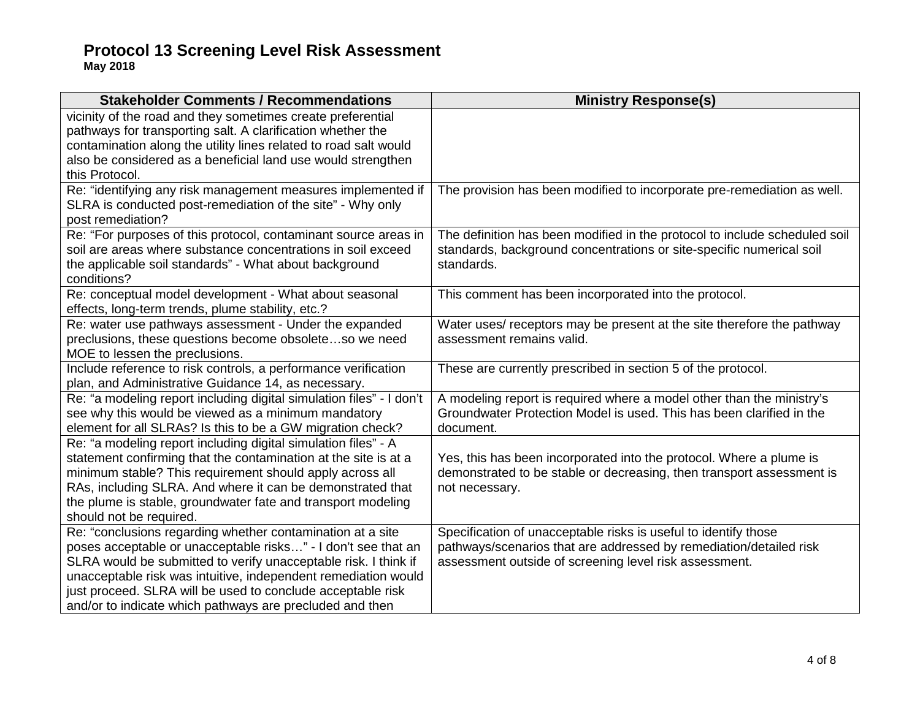| Stakeholder Comments / Recommendations | Ministry Response(s) |
| --- | --- |
| vicinity of the road and they sometimes create preferential pathways for transporting salt. A clarification whether the contamination along the utility lines related to road salt would also be considered as a beneficial land use would strengthen this Protocol. | |
| Re: "identifying any risk management measures implemented if SLRA is conducted post-remediation of the site" - Why only post remediation? | The provision has been modified to incorporate pre-remediation as well. |
| Re: "For purposes of this protocol, contaminant source areas in soil are areas where substance concentrations in soil exceed the applicable soil standards" - What about background conditions? | The definition has been modified in the protocol to include scheduled soil standards, background concentrations or site-specific numerical soil standards. |
| Re: conceptual model development - What about seasonal effects, long-term trends, plume stability, etc.? | This comment has been incorporated into the protocol. |
| Re: water use pathways assessment - Under the expanded preclusions, these questions become obsolete…so we need MOE to lessen the preclusions. | Water uses/ receptors may be present at the site therefore the pathway assessment remains valid. |
| Include reference to risk controls, a performance verification plan, and Administrative Guidance 14, as necessary. | These are currently prescribed in section 5 of the protocol. |
| Re: "a modeling report including digital simulation files" - I don't see why this would be viewed as a minimum mandatory element for all SLRAs? Is this to be a GW migration check? | A modeling report is required where a model other than the ministry's Groundwater Protection Model is used. This has been clarified in the document. |
| Re: "a modeling report including digital simulation files" - A statement confirming that the contamination at the site is at a minimum stable? This requirement should apply across all RAs, including SLRA. And where it can be demonstrated that the plume is stable, groundwater fate and transport modeling should not be required. | Yes, this has been incorporated into the protocol. Where a plume is demonstrated to be stable or decreasing, then transport assessment is not necessary. |
| Re: "conclusions regarding whether contamination at a site poses acceptable or unacceptable risks…" - I don't see that an SLRA would be submitted to verify unacceptable risk. I think if unacceptable risk was intuitive, independent remediation would just proceed. SLRA will be used to conclude acceptable risk and/or to indicate which pathways are precluded and then | Specification of unacceptable risks is useful to identify those pathways/scenarios that are addressed by remediation/detailed risk assessment outside of screening level risk assessment. |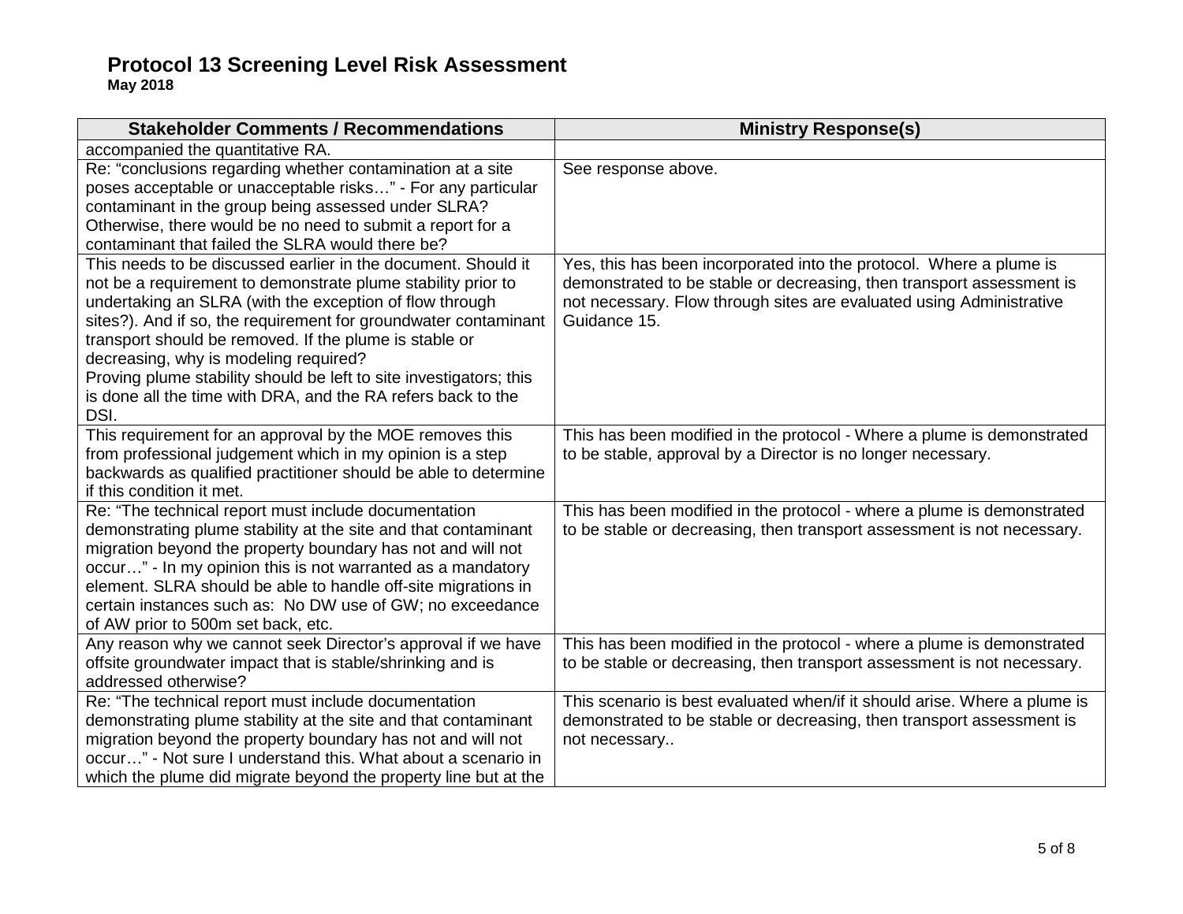# Protocol 13 Screening Level Risk Assessment

**May 2018**

| Stakeholder Comments / Recommendations | Ministry Response(s) |
|---|---|
| accompanied the quantitative RA. | |
| Re: "conclusions regarding whether contamination at a site poses acceptable or unacceptable risks…" - For any particular contaminant in the group being assessed under SLRA? Otherwise, there would be no need to submit a report for a contaminant that failed the SLRA would there be? | See response above. |
| This needs to be discussed earlier in the document. Should it not be a requirement to demonstrate plume stability prior to undertaking an SLRA (with the exception of flow through sites?). And if so, the requirement for groundwater contaminant transport should be removed. If the plume is stable or decreasing, why is modeling required?<br>Proving plume stability should be left to site investigators; this is done all the time with DRA, and the RA refers back to the DSI. | Yes, this has been incorporated into the protocol. Where a plume is demonstrated to be stable or decreasing, then transport assessment is not necessary. Flow through sites are evaluated using Administrative Guidance 15. |
| This requirement for an approval by the MOE removes this from professional judgement which in my opinion is a step backwards as qualified practitioner should be able to determine if this condition it met. | This has been modified in the protocol - Where a plume is demonstrated to be stable, approval by a Director is no longer necessary. |
| Re: "The technical report must include documentation demonstrating plume stability at the site and that contaminant migration beyond the property boundary has not and will not occur…" - In my opinion this is not warranted as a mandatory element. SLRA should be able to handle off-site migrations in certain instances such as: No DW use of GW; no exceedance of AW prior to 500m set back, etc. | This has been modified in the protocol - where a plume is demonstrated to be stable or decreasing, then transport assessment is not necessary. |
| Any reason why we cannot seek Director's approval if we have offsite groundwater impact that is stable/shrinking and is addressed otherwise? | This has been modified in the protocol - where a plume is demonstrated to be stable or decreasing, then transport assessment is not necessary. |
| Re: "The technical report must include documentation demonstrating plume stability at the site and that contaminant migration beyond the property boundary has not and will not occur…" - Not sure I understand this. What about a scenario in which the plume did migrate beyond the property line but at the | This scenario is best evaluated when/if it should arise. Where a plume is demonstrated to be stable or decreasing, then transport assessment is not necessary.. |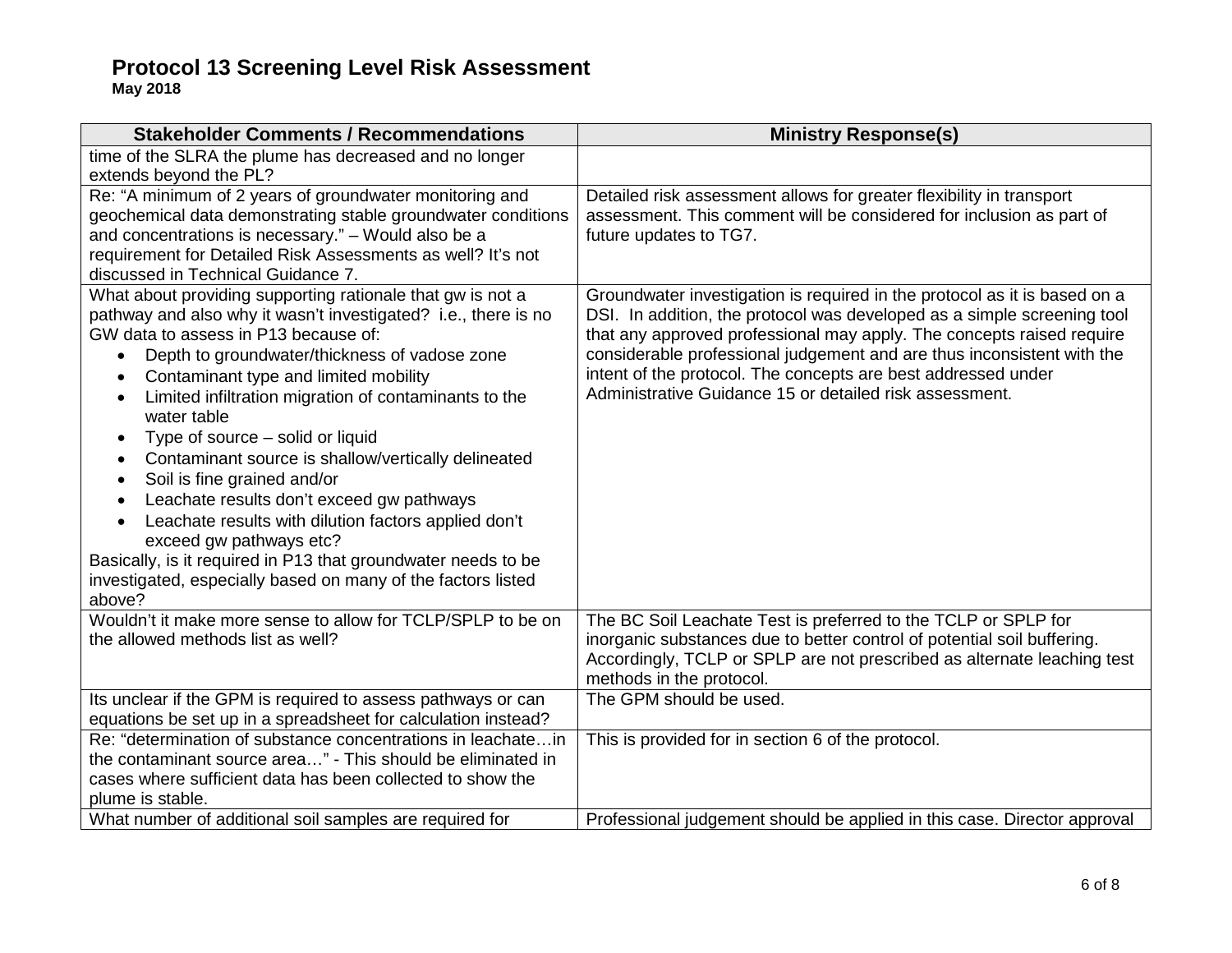# Protocol 13 Screening Level Risk Assessment

**May 2018**

| Stakeholder Comments / Recommendations | Ministry Response(s) |
|---|---|
| time of the SLRA the plume has decreased and no longer extends beyond the PL? | |
| Re: "A minimum of 2 years of groundwater monitoring and geochemical data demonstrating stable groundwater conditions and concentrations is necessary." – Would also be a requirement for Detailed Risk Assessments as well? It's not discussed in Technical Guidance 7. | Detailed risk assessment allows for greater flexibility in transport assessment. This comment will be considered for inclusion as part of future updates to TG7. |
| What about providing supporting rationale that gw is not a pathway and also why it wasn't investigated? i.e., there is no GW data to assess in P13 because of: <br>• Depth to groundwater/thickness of vadose zone <br>• Contaminant type and limited mobility <br>• Limited infiltration migration of contaminants to the water table <br>• Type of source – solid or liquid <br>• Contaminant source is shallow/vertically delineated <br>• Soil is fine grained and/or <br>• Leachate results don't exceed gw pathways <br>• Leachate results with dilution factors applied don't exceed gw pathways etc? <br>Basically, is it required in P13 that groundwater needs to be investigated, especially based on many of the factors listed above? | Groundwater investigation is required in the protocol as it is based on a DSI. In addition, the protocol was developed as a simple screening tool that any approved professional may apply. The concepts raised require considerable professional judgement and are thus inconsistent with the intent of the protocol. The concepts are best addressed under Administrative Guidance 15 or detailed risk assessment. |
| Wouldn't it make more sense to allow for TCLP/SPLP to be on the allowed methods list as well? | The BC Soil Leachate Test is preferred to the TCLP or SPLP for inorganic substances due to better control of potential soil buffering. Accordingly, TCLP or SPLP are not prescribed as alternate leaching test methods in the protocol. |
| Its unclear if the GPM is required to assess pathways or can equations be set up in a spreadsheet for calculation instead? | The GPM should be used. |
| Re: "determination of substance concentrations in leachate…in the contaminant source area…" - This should be eliminated in cases where sufficient data has been collected to show the plume is stable. | This is provided for in section 6 of the protocol. |
| What number of additional soil samples are required for | Professional judgement should be applied in this case. Director approval |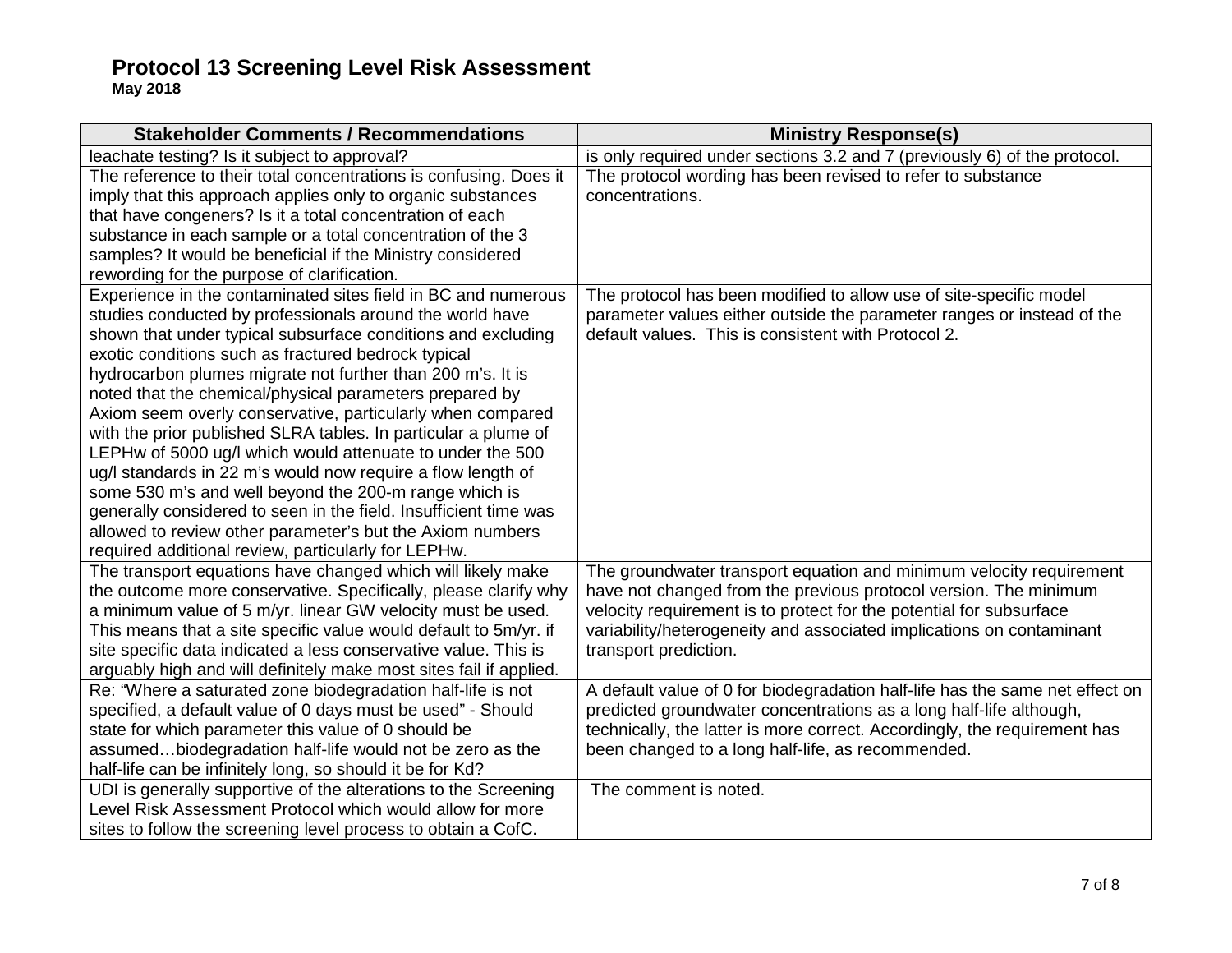# Protocol 13 Screening Level Risk Assessment

**May 2018**

| Stakeholder Comments / Recommendations | Ministry Response(s) |
|---|---|
| leachate testing? Is it subject to approval? | is only required under sections 3.2 and 7 (previously 6) of the protocol. |
| The reference to their total concentrations is confusing. Does it imply that this approach applies only to organic substances that have congeners? Is it a total concentration of each substance in each sample or a total concentration of the 3 samples? It would be beneficial if the Ministry considered rewording for the purpose of clarification. | The protocol wording has been revised to refer to substance concentrations. |
| Experience in the contaminated sites field in BC and numerous studies conducted by professionals around the world have shown that under typical subsurface conditions and excluding exotic conditions such as fractured bedrock typical hydrocarbon plumes migrate not further than 200 m's. It is noted that the chemical/physical parameters prepared by Axiom seem overly conservative, particularly when compared with the prior published SLRA tables. In particular a plume of LEPHw of 5000 ug/l which would attenuate to under the 500 ug/l standards in 22 m's would now require a flow length of some 530 m's and well beyond the 200-m range which is generally considered to seen in the field. Insufficient time was allowed to review other parameter's but the Axiom numbers required additional review, particularly for LEPHw. | The protocol has been modified to allow use of site-specific model parameter values either outside the parameter ranges or instead of the default values. This is consistent with Protocol 2. |
| The transport equations have changed which will likely make the outcome more conservative. Specifically, please clarify why a minimum value of 5 m/yr. linear GW velocity must be used. This means that a site specific value would default to 5m/yr. if site specific data indicated a less conservative value. This is arguably high and will definitely make most sites fail if applied. | The groundwater transport equation and minimum velocity requirement have not changed from the previous protocol version. The minimum velocity requirement is to protect for the potential for subsurface variability/heterogeneity and associated implications on contaminant transport prediction. |
| Re: "Where a saturated zone biodegradation half-life is not specified, a default value of 0 days must be used" - Should state for which parameter this value of 0 should be assumed…biodegradation half-life would not be zero as the half-life can be infinitely long, so should it be for Kd? | A default value of 0 for biodegradation half-life has the same net effect on predicted groundwater concentrations as a long half-life although, technically, the latter is more correct. Accordingly, the requirement has been changed to a long half-life, as recommended. |
| UDI is generally supportive of the alterations to the Screening Level Risk Assessment Protocol which would allow for more sites to follow the screening level process to obtain a CofC. | The comment is noted. |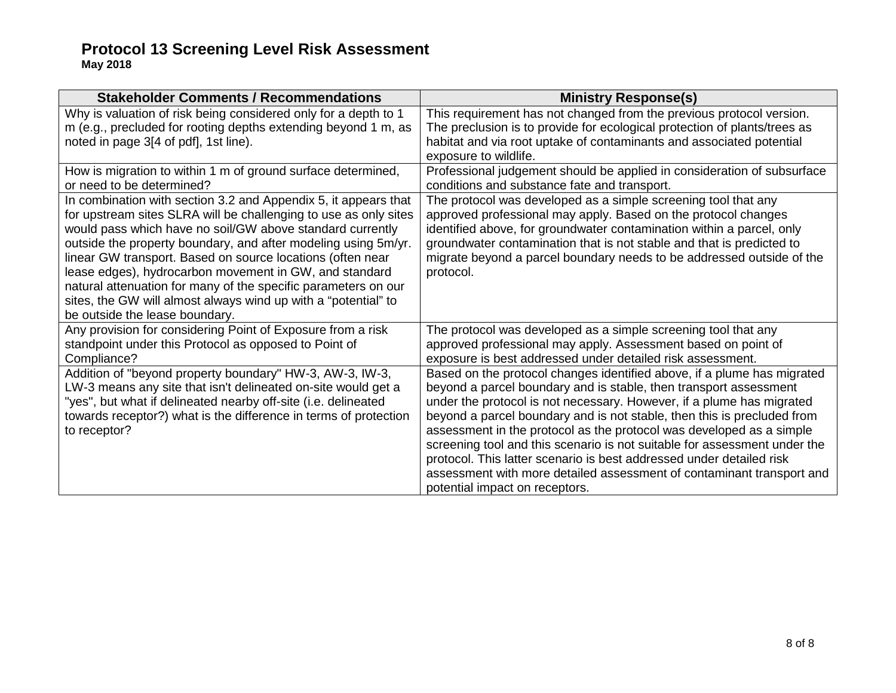# Protocol 13 Screening Level Risk Assessment

**May 2018**

| Stakeholder Comments / Recommendations | Ministry Response(s) |
| --- | --- |
| Why is valuation of risk being considered only for a depth to 1 m (e.g., precluded for rooting depths extending beyond 1 m, as noted in page 3[4 of pdf], 1st line). | This requirement has not changed from the previous protocol version. The preclusion is to provide for ecological protection of plants/trees as habitat and via root uptake of contaminants and associated potential exposure to wildlife. |
| How is migration to within 1 m of ground surface determined, or need to be determined? | Professional judgement should be applied in consideration of subsurface conditions and substance fate and transport. |
| In combination with section 3.2 and Appendix 5, it appears that for upstream sites SLRA will be challenging to use as only sites would pass which have no soil/GW above standard currently outside the property boundary, and after modeling using 5m/yr. linear GW transport. Based on source locations (often near lease edges), hydrocarbon movement in GW, and standard natural attenuation for many of the specific parameters on our sites, the GW will almost always wind up with a “potential” to be outside the lease boundary. | The protocol was developed as a simple screening tool that any approved professional may apply. Based on the protocol changes identified above, for groundwater contamination within a parcel, only groundwater contamination that is not stable and that is predicted to migrate beyond a parcel boundary needs to be addressed outside of the protocol. |
| Any provision for considering Point of Exposure from a risk standpoint under this Protocol as opposed to Point of Compliance? | The protocol was developed as a simple screening tool that any approved professional may apply. Assessment based on point of exposure is best addressed under detailed risk assessment. |
| Addition of "beyond property boundary" HW-3, AW-3, IW-3, LW-3 means any site that isn't delineated on-site would get a "yes", but what if delineated nearby off-site (i.e. delineated towards receptor?) what is the difference in terms of protection to receptor? | Based on the protocol changes identified above, if a plume has migrated beyond a parcel boundary and is stable, then transport assessment under the protocol is not necessary. However, if a plume has migrated beyond a parcel boundary and is not stable, then this is precluded from assessment in the protocol as the protocol was developed as a simple screening tool and this scenario is not suitable for assessment under the protocol. This latter scenario is best addressed under detailed risk assessment with more detailed assessment of contaminant transport and potential impact on receptors. |